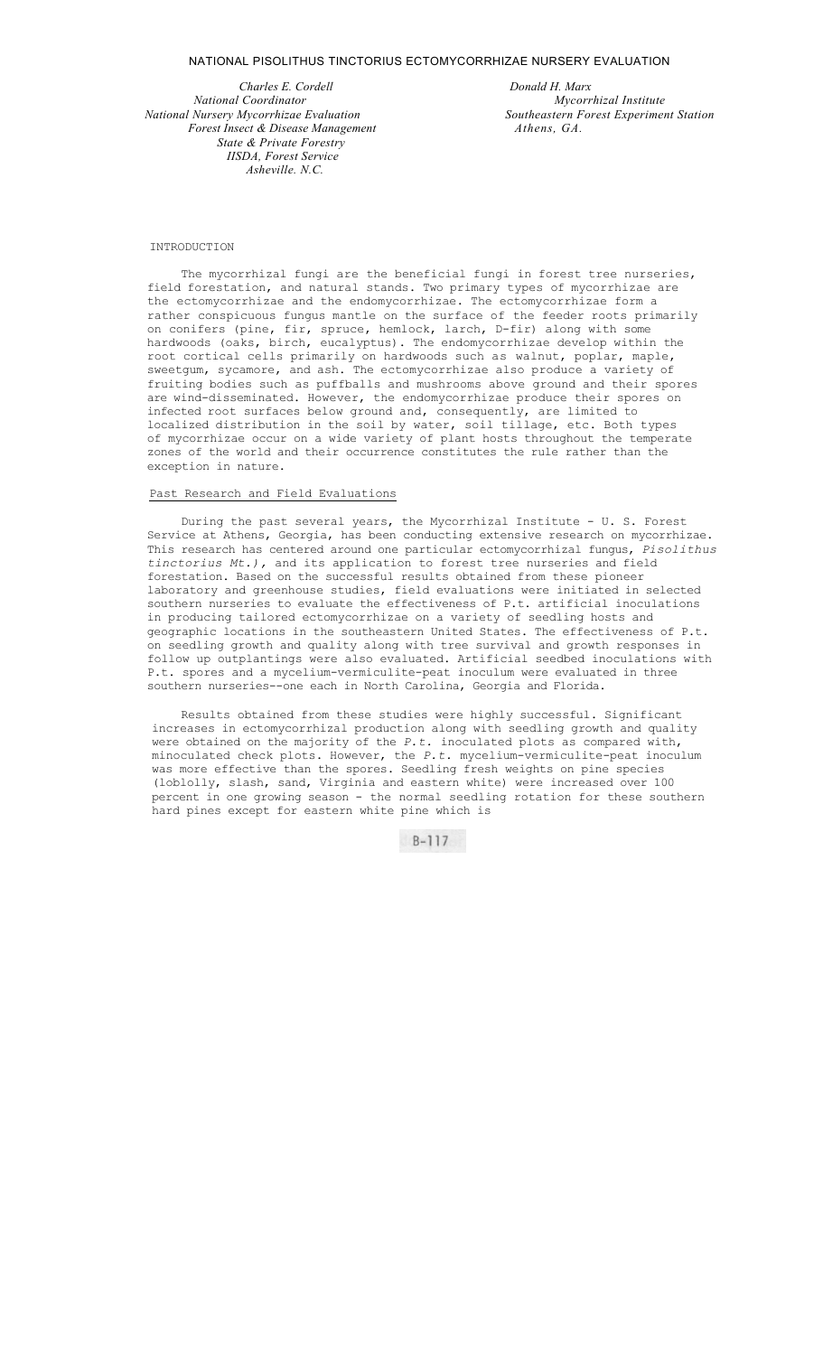# NATIONAL PISOLITHUS TINCTORIUS ECTOMYCORRHIZAE NURSERY EVALUATION

*Charles E. Cordell*
*National Coordinator*
*National Nursery Mycorrhizae Evaluation*
*Forest Insect & Disease Management*
*State & Private Forestry*
*IISDA, Forest Service*
*Asheville. N.C.*

*Donald H. Marx*
*Mycorrhizal Institute*
*Southeastern Forest Experiment Station*
*Athens, GA.*

## INTRODUCTION

The mycorrhizal fungi are the beneficial fungi in forest tree nurseries, field forestation, and natural stands. Two primary types of mycorrhizae are the ectomycorrhizae and the endomycorrhizae. The ectomycorrhizae form a rather conspicuous fungus mantle on the surface of the feeder roots primarily on conifers (pine, fir, spruce, hemlock, larch, D-fir) along with some hardwoods (oaks, birch, eucalyptus). The endomycorrhizae develop within the root cortical cells primarily on hardwoods such as walnut, poplar, maple, sweetgum, sycamore, and ash. The ectomycorrhizae also produce a variety of fruiting bodies such as puffballs and mushrooms above ground and their spores are wind-disseminated. However, the endomycorrhizae produce their spores on infected root surfaces below ground and, consequently, are limited to localized distribution in the soil by water, soil tillage, etc. Both types of mycorrhizae occur on a wide variety of plant hosts throughout the temperate zones of the world and their occurrence constitutes the rule rather than the exception in nature.

### Past Research and Field Evaluations

During the past several years, the Mycorrhizal Institute - U. S. Forest Service at Athens, Georgia, has been conducting extensive research on mycorrhizae. This research has centered around one particular ectomycorrhizal fungus, *Pisolithus tinctorius Mt.),* and its application to forest tree nurseries and field forestation. Based on the successful results obtained from these pioneer laboratory and greenhouse studies, field evaluations were initiated in selected southern nurseries to evaluate the effectiveness of P.t. artificial inoculations in producing tailored ectomycorrhizae on a variety of seedling hosts and geographic locations in the southeastern United States. The effectiveness of P.t. on seedling growth and quality along with tree survival and growth responses in follow up outplantings were also evaluated. Artificial seedbed inoculations with P.t. spores and a mycelium-vermiculite-peat inoculum were evaluated in three southern nurseries--one each in North Carolina, Georgia and Florida.

Results obtained from these studies were highly successful. Significant increases in ectomycorrhizal production along with seedling growth and quality were obtained on the majority of the *P.t.* inoculated plots as compared with, minoculated check plots. However, the *P.t.* mycelium-vermiculite-peat inoculum was more effective than the spores. Seedling fresh weights on pine species (loblolly, slash, sand, Virginia and eastern white) were increased over 100 percent in one growing season - the normal seedling rotation for these southern hard pines except for eastern white pine which is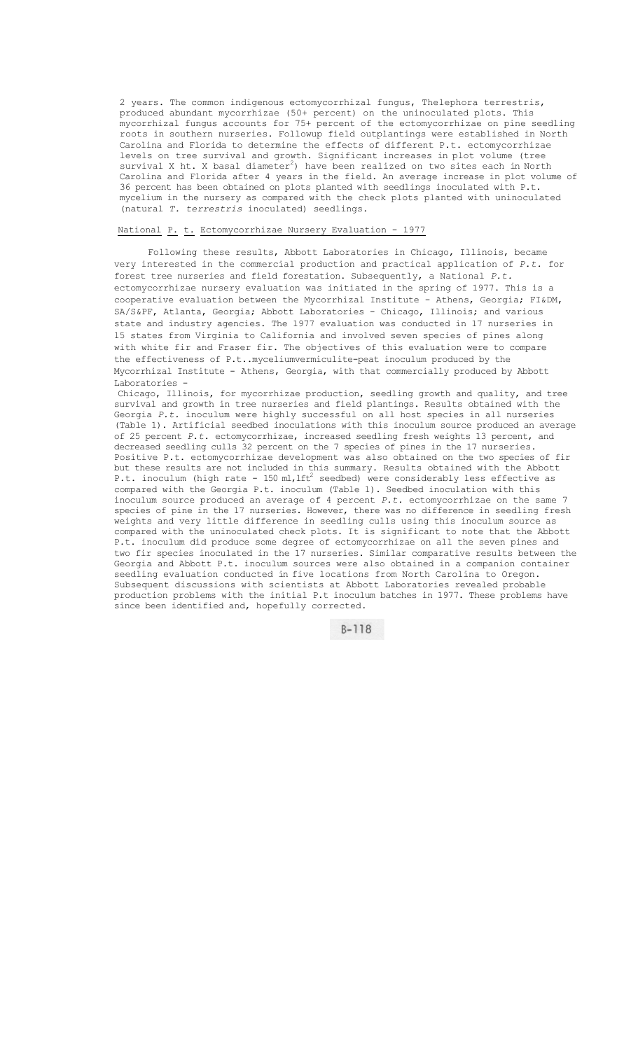2 years. The common indigenous ectomycorrhizal fungus, Thelephora terrestris, produced abundant mycorrhizae (50+ percent) on the uninoculated plots. This mycorrhizal fungus accounts for 75+ percent of the ectomycorrhizae on pine seedling roots in southern nurseries. Followup field outplantings were established in North Carolina and Florida to determine the effects of different P.t. ectomycorrhizae levels on tree survival and growth. Significant increases in plot volume (tree survival X ht. X basal diameter$^2$) have been realized on two sites each in North Carolina and Florida after 4 years in the field. An average increase in plot volume of 36 percent has been obtained on plots planted with seedlings inoculated with P.t. mycelium in the nursery as compared with the check plots planted with uninoculated (natural *T. terrestris* inoculated) seedlings.

## National P. t. Ectomycorrhizae Nursery Evaluation - 1977

Following these results, Abbott Laboratories in Chicago, Illinois, became very interested in the commercial production and practical application of *P.t.* for forest tree nurseries and field forestation. Subsequently, a National *P.t.* ectomycorrhizae nursery evaluation was initiated in the spring of 1977. This is a cooperative evaluation between the Mycorrhizal Institute - Athens, Georgia; FI&DM, SA/S&PF, Atlanta, Georgia; Abbott Laboratories - Chicago, Illinois; and various state and industry agencies. The 1977 evaluation was conducted in 17 nurseries in 15 states from Virginia to California and involved seven species of pines along with white fir and Fraser fir. The objectives of this evaluation were to compare the effectiveness of P.t..myceliumvermiculite-peat inoculum produced by the Mycorrhizal Institute - Athens, Georgia, with that commercially produced by Abbott Laboratories - Chicago, Illinois, for mycorrhizae production, seedling growth and quality, and tree survival and growth in tree nurseries and field plantings. Results obtained with the Georgia *P.t.* inoculum were highly successful on all host species in all nurseries (Table 1). Artificial seedbed inoculations with this inoculum source produced an average of 25 percent *P.t.* ectomycorrhizae, increased seedling fresh weights 13 percent, and decreased seedling culls 32 percent on the 7 species of pines in the 17 nurseries. Positive P.t. ectomycorrhizae development was also obtained on the two species of fir but these results are not included in this summary. Results obtained with the Abbott P.t. inoculum (high rate - 150 ml,1ft$^2$ seedbed) were considerably less effective as compared with the Georgia P.t. inoculum (Table 1). Seedbed inoculation with this inoculum source produced an average of 4 percent *P.t.* ectomycorrhizae on the same 7 species of pine in the 17 nurseries. However, there was no difference in seedling fresh weights and very little difference in seedling culls using this inoculum source as compared with the uninoculated check plots. It is significant to note that the Abbott P.t. inoculum did produce some degree of ectomycorrhizae on all the seven pines and two fir species inoculated in the 17 nurseries. Similar comparative results between the Georgia and Abbott P.t. inoculum sources were also obtained in a companion container seedling evaluation conducted in five locations from North Carolina to Oregon. Subsequent discussions with scientists at Abbott Laboratories revealed probable production problems with the initial P.t inoculum batches in 1977. These problems have since been identified and, hopefully corrected.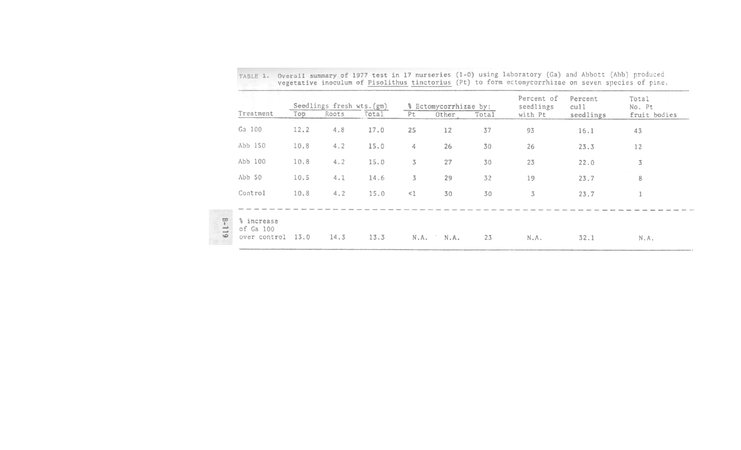TABLE 1. Overall summary of 1977 test in 17 nurseries (1-0) using laboratory (Ga) and Abbott (Abb) produced vegetative inoculum of *Pisolithus tinctorius* (Pt) to form ectomycorrhizae on seven species of pine.

| Treatment | Seedlings fresh wts. (gm) | | | % Ectomycorrhizae by: | | | Percent of seedlings with Pt | Percent cull seedlings | Total No. Pt fruit bodies |
|---|---|---|---|---|---|---|---|---|---|
| | Top | Roots | Total | Pt | Other | Total | | | |
| Ga 100 | 12.2 | 4.8 | 17.0 | 25 | 12 | 37 | 93 | 16.1 | 43 |
| Abb 150 | 10.8 | 4.2 | 15.0 | 4 | 26 | 30 | 26 | 23.3 | 12 |
| Abb 100 | 10.8 | 4.2 | 15.0 | 3 | 27 | 30 | 23 | 22.0 | 3 |
| Abb 50 | 10.5 | 4.1 | 14.6 | 3 | 29 | 32 | 19 | 23.7 | 8 |
| Control | 10.8 | 4.2 | 15.0 | <1 | 30 | 30 | 3 | 23.7 | 1 |
| % increase of Ga 100 over control | 13.0 | 14.3 | 13.3 | N.A. | N.A. | 23 | N.A. | 32.1 | N.A. |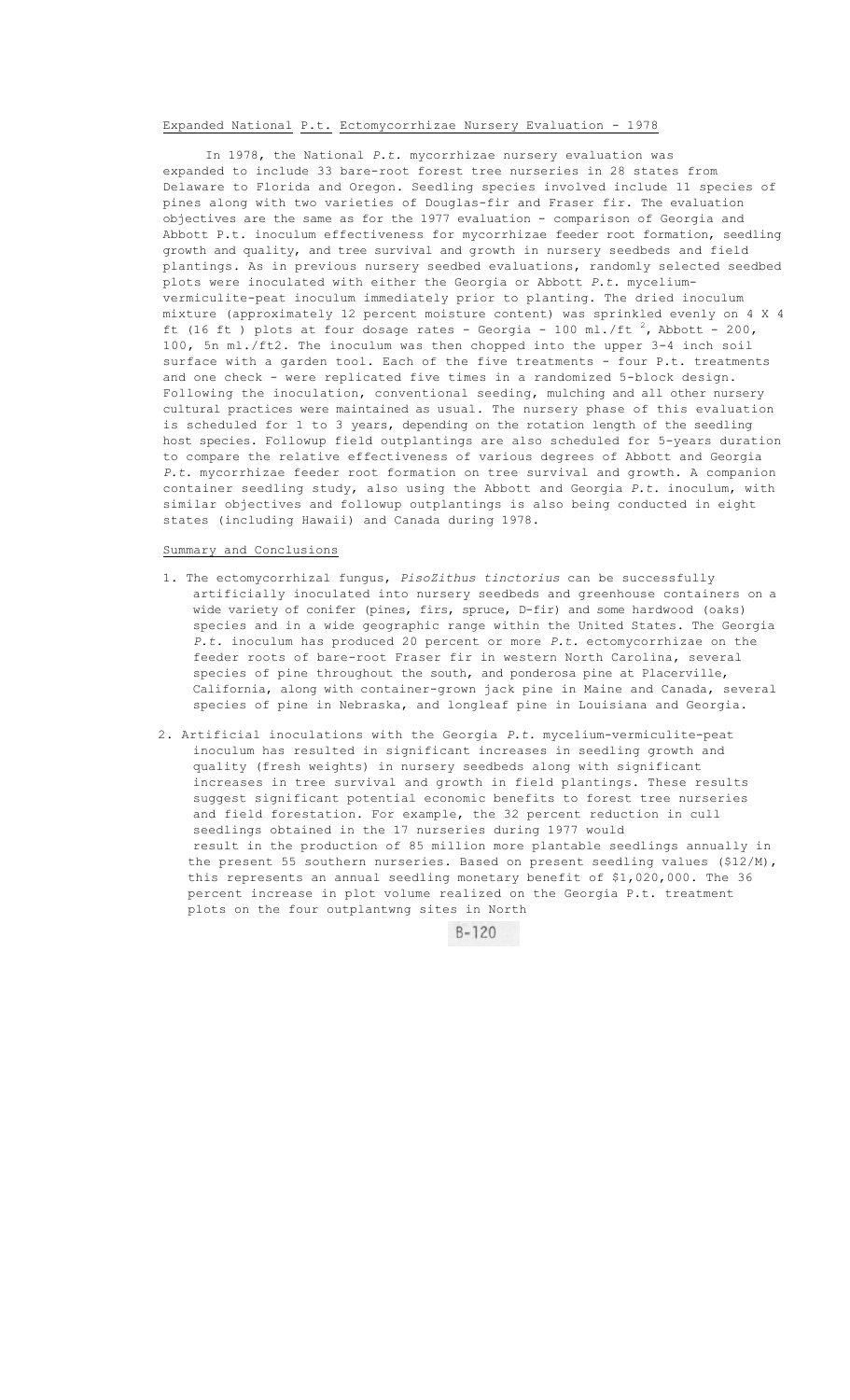## Expanded National P.t. Ectomycorrhizae Nursery Evaluation - 1978

In 1978, the National *P.t.* mycorrhizae nursery evaluation was expanded to include 33 bare-root forest tree nurseries in 28 states from Delaware to Florida and Oregon. Seedling species involved include 11 species of pines along with two varieties of Douglas-fir and Fraser fir. The evaluation objectives are the same as for the 1977 evaluation - comparison of Georgia and Abbott P.t. inoculum effectiveness for mycorrhizae feeder root formation, seedling growth and quality, and tree survival and growth in nursery seedbeds and field plantings. As in previous nursery seedbed evaluations, randomly selected seedbed plots were inoculated with either the Georgia or Abbott *P.t.* mycelium-vermiculite-peat inoculum immediately prior to planting. The dried inoculum mixture (approximately 12 percent moisture content) was sprinkled evenly on 4 X 4 ft (16 ft ) plots at four dosage rates - Georgia - 100 ml./ft $^{2}$, Abbott - 200, 100, 5n ml./ft2. The inoculum was then chopped into the upper 3-4 inch soil surface with a garden tool. Each of the five treatments - four P.t. treatments and one check - were replicated five times in a randomized 5-block design. Following the inoculation, conventional seeding, mulching and all other nursery cultural practices were maintained as usual. The nursery phase of this evaluation is scheduled for 1 to 3 years, depending on the rotation length of the seedling host species. Followup field outplantings are also scheduled for 5-years duration to compare the relative effectiveness of various degrees of Abbott and Georgia *P.t.* mycorrhizae feeder root formation on tree survival and growth. A companion container seedling study, also using the Abbott and Georgia *P.t.* inoculum, with similar objectives and followup outplantings is also being conducted in eight states (including Hawaii) and Canada during 1978.

## Summary and Conclusions

1. The ectomycorrhizal fungus, *PisoZithus tinctorius* can be successfully artificially inoculated into nursery seedbeds and greenhouse containers on a wide variety of conifer (pines, firs, spruce, D-fir) and some hardwood (oaks) species and in a wide geographic range within the United States. The Georgia *P.t.* inoculum has produced 20 percent or more *P.t.* ectomycorrhizae on the feeder roots of bare-root Fraser fir in western North Carolina, several species of pine throughout the south, and ponderosa pine at Placerville, California, along with container-grown jack pine in Maine and Canada, several species of pine in Nebraska, and longleaf pine in Louisiana and Georgia.

2. Artificial inoculations with the Georgia *P.t.* mycelium-vermiculite-peat inoculum has resulted in significant increases in seedling growth and quality (fresh weights) in nursery seedbeds along with significant increases in tree survival and growth in field plantings. These results suggest significant potential economic benefits to forest tree nurseries and field forestation. For example, the 32 percent reduction in cull seedlings obtained in the 17 nurseries during 1977 would result in the production of 85 million more plantable seedlings annually in the present 55 southern nurseries. Based on present seedling values ($12/M), this represents an annual seedling monetary benefit of $1,020,000. The 36 percent increase in plot volume realized on the Georgia P.t. treatment plots on the four outplantwng sites in North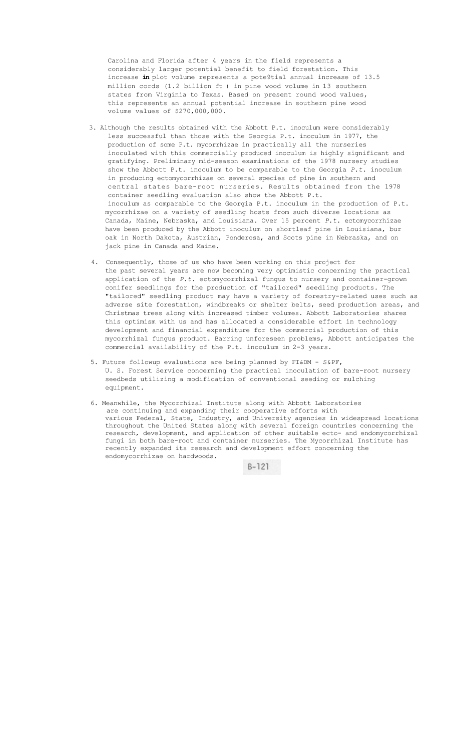Carolina and Florida after 4 years in the field represents a considerably larger potential benefit to field forestation. This increase **in** plot volume represents a pote9tial annual increase of 13.5 million cords (1.2 billion ft ) in pine wood volume in 13 southern states from Virginia to Texas. Based on present round wood values, this represents an annual potential increase in southern pine wood volume values of $270,000,000.

3. Although the results obtained with the Abbott P.t. inoculum were considerably less successful than those with the Georgia P.t. inoculum in 1977, the production of some P.t. mycorrhizae in practically all the nurseries inoculated with this commercially produced inoculum is highly significant and gratifying. Preliminary mid-season examinations of the 1978 nursery studies show the Abbott P.t. inoculum to be comparable to the Georgia *P.t.* inoculum in producing ectomycorrhizae on several species of pine in southern and central states bare-root nurseries. Results obtained from the 1978 container seedling evaluation also show the Abbott P.t. inoculum as comparable to the Georgia P.t. inoculum in the production of P.t. mycorrhizae on a variety of seedling hosts from such diverse locations as Canada, Maine, Nebraska, and Louisiana. Over 15 percent *P.t.* ectomycorrhizae have been produced by the Abbott inoculum on shortleaf pine in Louisiana, bur oak in North Dakota, Austrian, Ponderosa, and Scots pine in Nebraska, and on jack pine in Canada and Maine.

4. Consequently, those of us who have been working on this project for the past several years are now becoming very optimistic concerning the practical application of the *P.t.* ectomycorrhizal fungus to nursery and container-grown conifer seedlings for the production of "tailored" seedling products. The "tailored" seedling product may have a variety of forestry-related uses such as adverse site forestation, windbreaks or shelter belts, seed production areas, and Christmas trees along with increased timber volumes. Abbott Laboratories shares this optimism with us and has allocated a considerable effort in technology development and financial expenditure for the commercial production of this mycorrhizal fungus product. Barring unforeseen problems, Abbott anticipates the commercial availability of the P.t. inoculum in 2-3 years.

5. Future followup evaluations are being planned by FI&DM - S&PF, U. S. Forest Service concerning the practical inoculation of bare-root nursery seedbeds utilizing a modification of conventional seeding or mulching equipment.

6. Meanwhile, the Mycorrhizal Institute along with Abbott Laboratories are continuing and expanding their cooperative efforts with various Federal, State, Industry, and University agencies in widespread locations throughout the United States along with several foreign countries concerning the research, development, and application of other suitable ecto- and endomycorrhizal fungi in both bare-root and container nurseries. The Mycorrhizal Institute has recently expanded its research and development effort concerning the endomycorrhizae on hardwoods.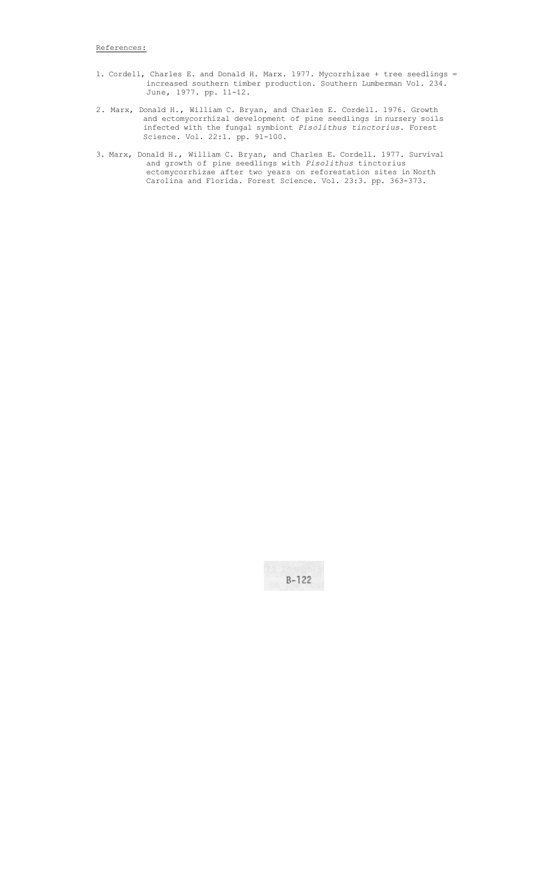References:

1. Cordell, Charles E. and Donald H. Marx. 1977. Mycorrhizae + tree seedlings = increased southern timber production. Southern Lumberman Vol. 234. June, 1977. pp. 11-12.

2. Marx, Donald H., William C. Bryan, and Charles E. Cordell. 1976. Growth and ectomycorrhizal development of pine seedlings in nursery soils infected with the fungal symbiont *Pisolithus tinctorius*. Forest Science. Vol. 22:1. pp. 91-100.

3. Marx, Donald H., William C. Bryan, and Charles E. Cordell. 1977. Survival and growth of pine seedlings with *Pisolithus* tinctorius ectomycorrhizae after two years on reforestation sites in North Carolina and Florida. Forest Science. Vol. 23:3. pp. 363-373.